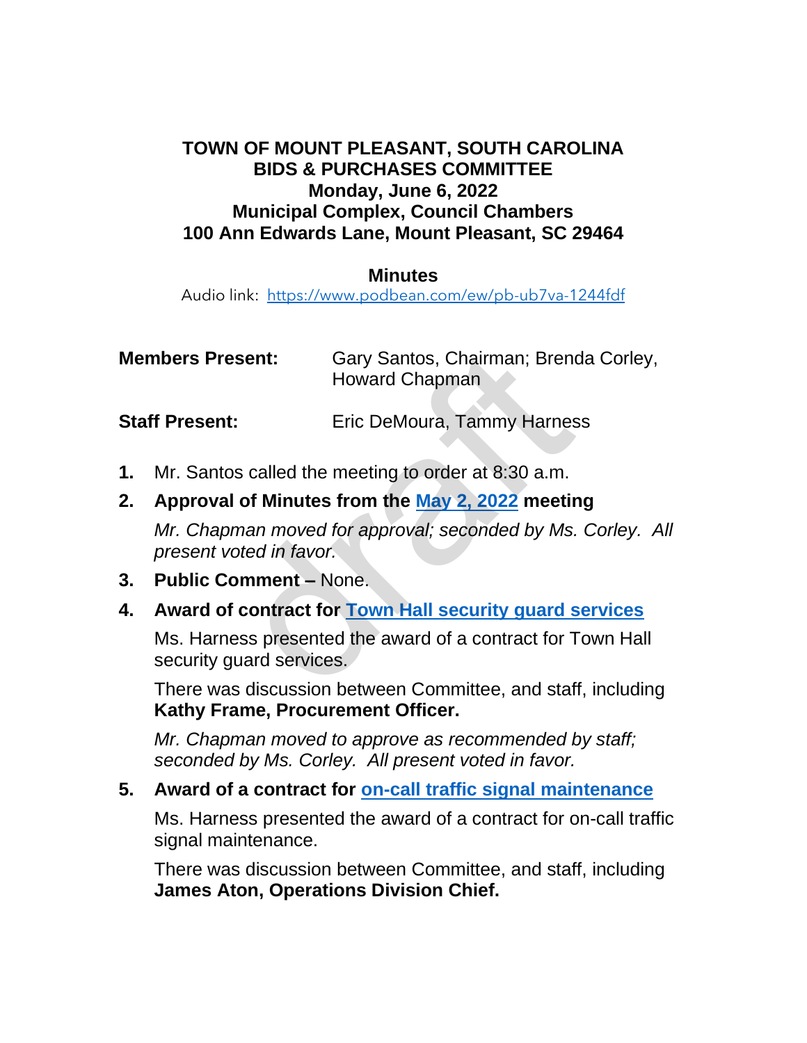# TOWN OF MOUNT PLEASANT, SOUTH CAROLINA
## BIDS & PURCHASES COMMITTEE
## Monday, June 6, 2022
## Municipal Complex, Council Chambers
## 100 Ann Edwards Lane, Mount Pleasant, SC 29464

## Minutes

Audio link: https://www.podbean.com/ew/pb-ub7va-1244fdf

**Members Present:** Gary Santos, Chairman; Brenda Corley, Howard Chapman

**Staff Present:** Eric DeMoura, Tammy Harness

1. Mr. Santos called the meeting to order at 8:30 a.m.
2. **Approval of Minutes from the May 2, 2022 meeting**

   *Mr. Chapman moved for approval; seconded by Ms. Corley. All present voted in favor.*
3. **Public Comment –** None.
4. **Award of contract for Town Hall security guard services**

   Ms. Harness presented the award of a contract for Town Hall security guard services.

   There was discussion between Committee, and staff, including **Kathy Frame, Procurement Officer.**

   *Mr. Chapman moved to approve as recommended by staff; seconded by Ms. Corley. All present voted in favor.*
5. **Award of a contract for on-call traffic signal maintenance**

   Ms. Harness presented the award of a contract for on-call traffic signal maintenance.

   There was discussion between Committee, and staff, including **James Aton, Operations Division Chief.**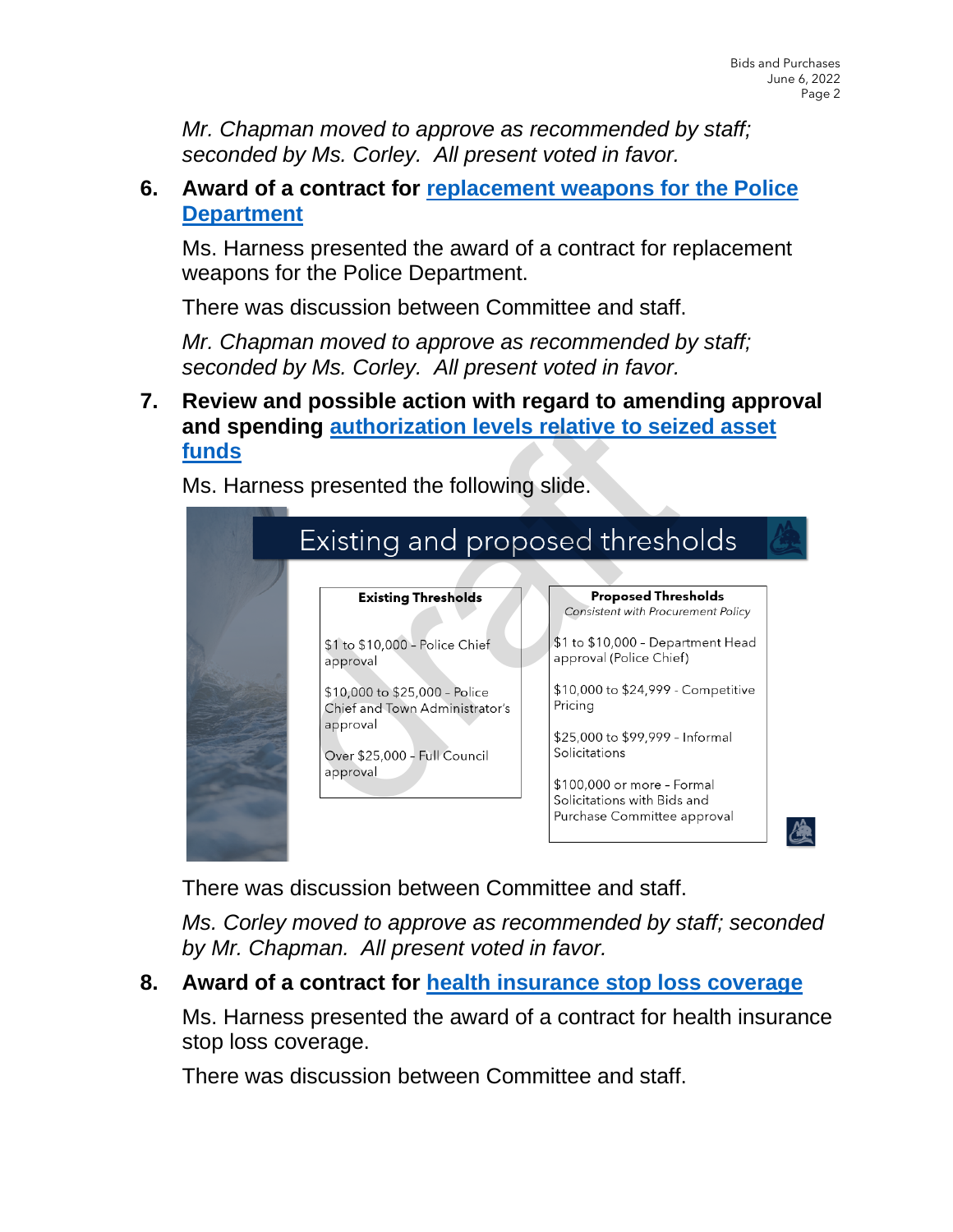*Mr. Chapman moved to approve as recommended by staff; seconded by Ms. Corley. All present voted in favor.*

6. **Award of a contract for [replacement weapons for the Police Department]()**

   Ms. Harness presented the award of a contract for replacement weapons for the Police Department.

   There was discussion between Committee and staff.

   *Mr. Chapman moved to approve as recommended by staff; seconded by Ms. Corley. All present voted in favor.*

7. **Review and possible action with regard to amending approval and spending [authorization levels relative to seized asset funds]()**

   Ms. Harness presented the following slide.

   **Existing and proposed thresholds**

   | Existing Thresholds | Proposed Thresholds<br>*Consistent with Procurement Policy* |
   |---|---|
   | $1 to $10,000 – Police Chief approval | $1 to $10,000 – Department Head approval (Police Chief) |
   | $10,000 to $25,000 – Police Chief and Town Administrator's approval | $10,000 to $24,999 - Competitive Pricing |
   | Over $25,000 – Full Council approval | $25,000 to $99,999 – Informal Solicitations |
   | | $100,000 or more – Formal Solicitations with Bids and Purchase Committee approval |

   There was discussion between Committee and staff.

   *Ms. Corley moved to approve as recommended by staff; seconded by Mr. Chapman. All present voted in favor.*

8. **Award of a contract for [health insurance stop loss coverage]()**

   Ms. Harness presented the award of a contract for health insurance stop loss coverage.

   There was discussion between Committee and staff.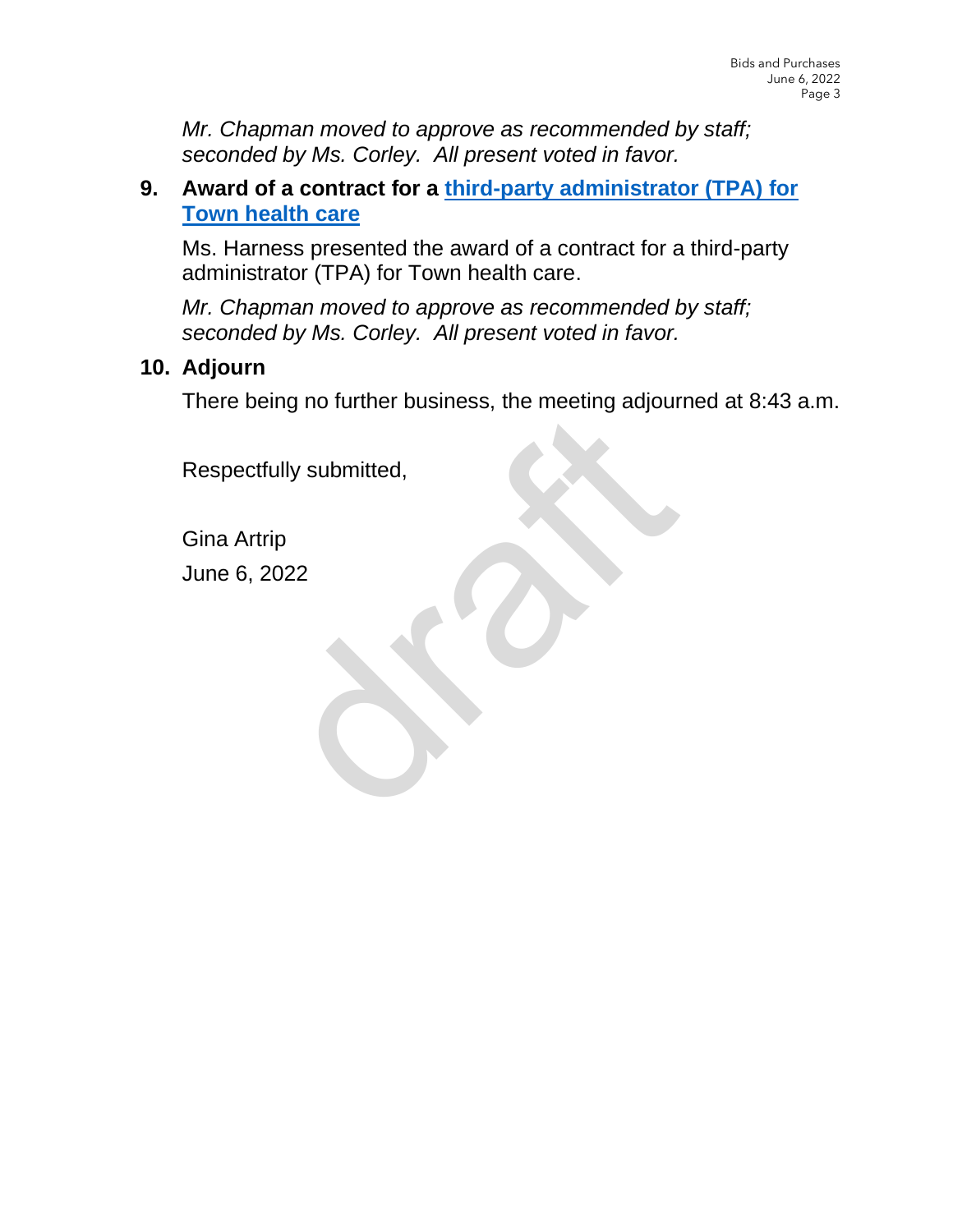*Mr. Chapman moved to approve as recommended by staff; seconded by Ms. Corley. All present voted in favor.*

## 9. Award of a contract for a third-party administrator (TPA) for Town health care

Ms. Harness presented the award of a contract for a third-party administrator (TPA) for Town health care.

*Mr. Chapman moved to approve as recommended by staff; seconded by Ms. Corley. All present voted in favor.*

## 10. Adjourn

There being no further business, the meeting adjourned at 8:43 a.m.

Respectfully submitted,

Gina Artrip

June 6, 2022